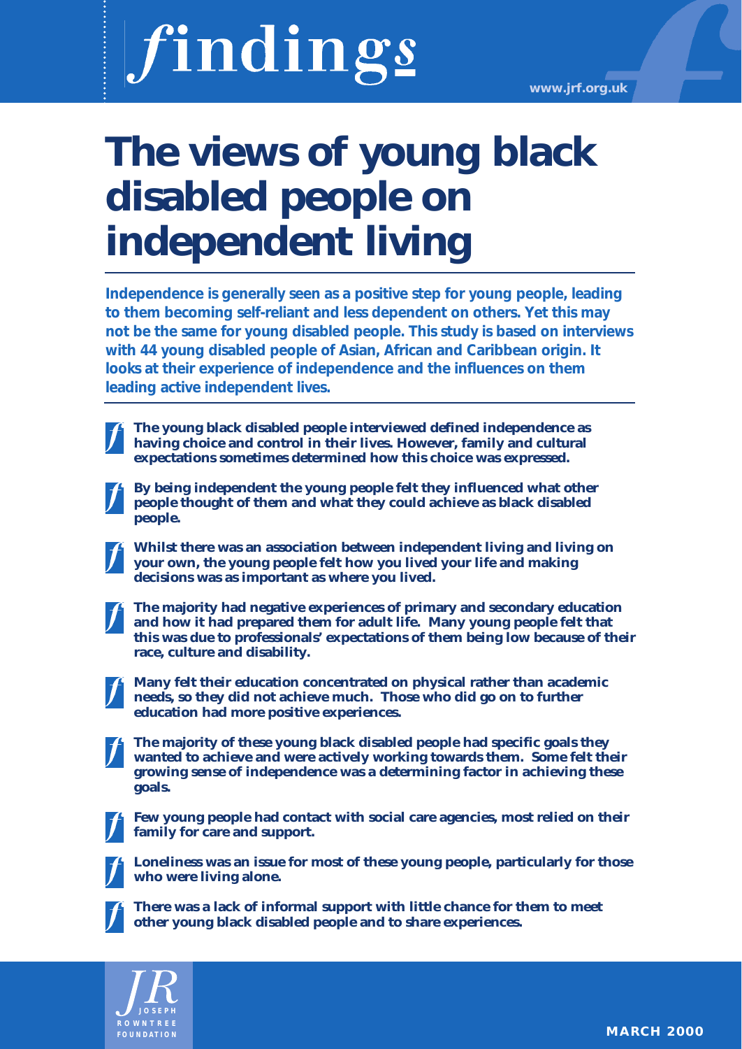# findings

www.jrf.org.uk

# The views of young black disabled people on independent living

**Independence is generally seen as a positive step for young people, leading to them becoming self-reliant and less dependent on others. Yet this may not be the same for young disabled people. This study is based on interviews with 44 young disabled people of Asian, African and Caribbean origin. It looks at their experience of independence and the influences on them leading active independent lives.**

- **The young black disabled people interviewed defined independence as having choice and control in their lives. However, family and cultural expectations sometimes determined how this choice was expressed.**
- **By being independent the young people felt they influenced what other people thought of them and what they could achieve as black disabled people.**
- **Whilst there was an association between independent living and living on your own, the young people felt how you lived your life and making decisions was as important as where you lived.**
- **The majority had negative experiences of primary and secondary education and how it had prepared them for adult life. Many young people felt that this was due to professionals' expectations of them being low because of their race, culture and disability.**
- **Many felt their education concentrated on physical rather than academic needs, so they did not achieve much. Those who did go on to further education had more positive experiences.**
- **The majority of these young black disabled people had specific goals they wanted to achieve and were actively working towards them. Some felt their growing sense of independence was a determining factor in achieving these goals.**
- **Few young people had contact with social care agencies, most relied on their family for care and support.**
- **Loneliness was an issue for most of these young people, particularly for those who were living alone.**
- **There was a lack of informal support with little chance for them to meet other young black disabled people and to share experiences.**

JOSEPH ROWNTREE FOUNDATION

MARCH 2000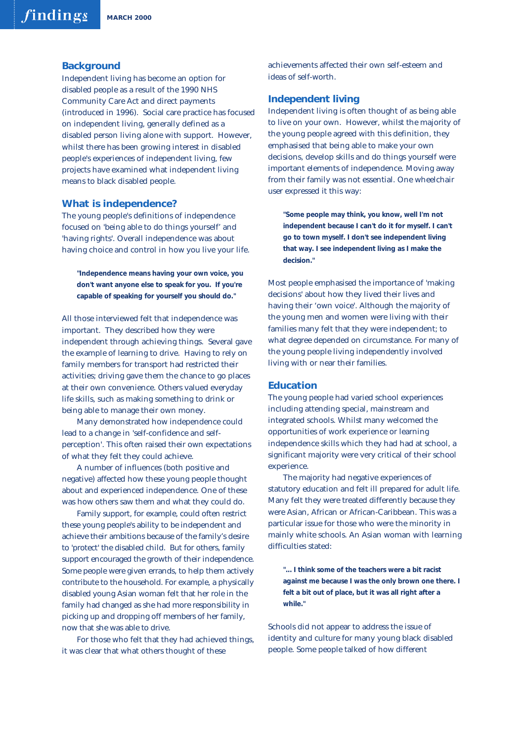## Background

Independent living has become an option for disabled people as a result of the 1990 NHS Community Care Act and direct payments (introduced in 1996). Social care practice has focused on independent living, generally defined as a disabled person living alone with support. However, whilst there has been growing interest in disabled people's experiences of independent living, few projects have examined what independent living means to black disabled people.

## What is independence?

The young people's definitions of independence focused on 'being able to do things yourself' and 'having rights'. Overall independence was about having choice and control in how you live your life.

> **"Independence means having your own voice, you don't want anyone else to speak for you. If you're capable of speaking for yourself you should do."**

All those interviewed felt that independence was important. They described how they were independent through achieving things. Several gave the example of learning to drive. Having to rely on family members for transport had restricted their activities; driving gave them the chance to go places at their own convenience. Others valued everyday life skills, such as making something to drink or being able to manage their own money.

Many demonstrated how independence could lead to a change in 'self-confidence and self-perception'. This often raised their own expectations of what they felt they could achieve.

A number of influences (both positive and negative) affected how these young people thought about and experienced independence. One of these was how others saw them and what they could do.

Family support, for example, could often restrict these young people's ability to be independent and achieve their ambitions because of the family's desire to 'protect' the disabled child. But for others, family support encouraged the growth of their independence. Some people were given errands, to help them actively contribute to the household. For example, a physically disabled young Asian woman felt that her role in the family had changed as she had more responsibility in picking up and dropping off members of her family, now that she was able to drive.

For those who felt that they had achieved things, it was clear that what others thought of these achievements affected their own self-esteem and ideas of self-worth.

## Independent living

Independent living is often thought of as being able to live on your own. However, whilst the majority of the young people agreed with this definition, they emphasised that being able to make your own decisions, develop skills and do things yourself were important elements of independence. Moving away from their family was not essential. One wheelchair user expressed it this way:

> **"Some people may think, you know, well I'm not independent because I can't do it for myself. I can't go to town myself. I don't see independent living that way. I see independent living as I make the decision."**

Most people emphasised the importance of 'making decisions' about how they lived their lives and having their 'own voice'. Although the majority of the young men and women were living with their families many felt that they were independent; to what degree depended on circumstance. For many of the young people living independently involved living with or near their families.

## Education

The young people had varied school experiences including attending special, mainstream and integrated schools. Whilst many welcomed the opportunities of work experience or learning independence skills which they had had at school, a significant majority were very critical of their school experience.

The majority had negative experiences of statutory education and felt ill prepared for adult life. Many felt they were treated differently because they were Asian, African or African-Caribbean. This was a particular issue for those who were the minority in mainly white schools. An Asian woman with learning difficulties stated:

> **"... I think some of the teachers were a bit racist against me because I was the only brown one there. I felt a bit out of place, but it was all right after a while."**

Schools did not appear to address the issue of identity and culture for many young black disabled people. Some people talked of how different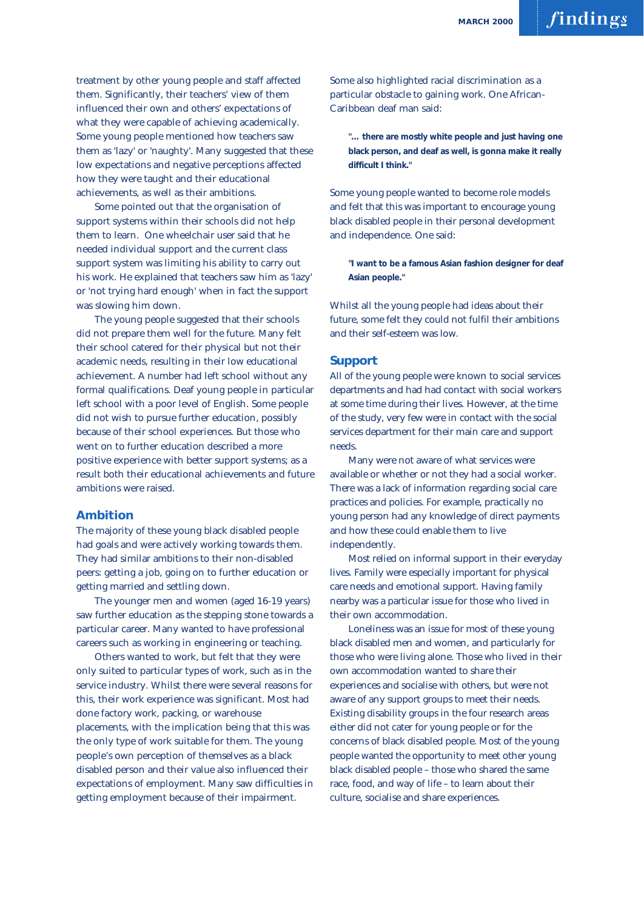treatment by other young people and staff affected them. Significantly, their teachers' view of them influenced their own and others' expectations of what they were capable of achieving academically. Some young people mentioned how teachers saw them as 'lazy' or 'naughty'. Many suggested that these low expectations and negative perceptions affected how they were taught and their educational achievements, as well as their ambitions.

Some pointed out that the organisation of support systems within their schools did not help them to learn. One wheelchair user said that he needed individual support and the current class support system was limiting his ability to carry out his work. He explained that teachers saw him as 'lazy' or 'not trying hard enough' when in fact the support was slowing him down.

The young people suggested that their schools did not prepare them well for the future. Many felt their school catered for their physical but not their academic needs, resulting in their low educational achievement. A number had left school without any formal qualifications. Deaf young people in particular left school with a poor level of English. Some people did not wish to pursue further education, possibly because of their school experiences. But those who went on to further education described a more positive experience with better support systems; as a result both their educational achievements and future ambitions were raised.

## Ambition

The majority of these young black disabled people had goals and were actively working towards them. They had similar ambitions to their non-disabled peers: getting a job, going on to further education or getting married and settling down.

The younger men and women (aged 16-19 years) saw further education as the stepping stone towards a particular career. Many wanted to have professional careers such as working in engineering or teaching.

Others wanted to work, but felt that they were only suited to particular types of work, such as in the service industry. Whilst there were several reasons for this, their work experience was significant. Most had done factory work, packing, or warehouse placements, with the implication being that this was the only type of work suitable for them. The young people's own perception of themselves as a black disabled person and their value also influenced their expectations of employment. Many saw difficulties in getting employment because of their impairment.

Some also highlighted racial discrimination as a particular obstacle to gaining work. One African-Caribbean deaf man said:

> **"... there are mostly white people and just having one black person, and deaf as well, is gonna make it really difficult I think."**

Some young people wanted to become role models and felt that this was important to encourage young black disabled people in their personal development and independence. One said:

> **"I want to be a famous Asian fashion designer for deaf Asian people."**

Whilst all the young people had ideas about their future, some felt they could not fulfil their ambitions and their self-esteem was low.

## Support

All of the young people were known to social services departments and had had contact with social workers at some time during their lives. However, at the time of the study, very few were in contact with the social services department for their main care and support needs.

Many were not aware of what services were available or whether or not they had a social worker. There was a lack of information regarding social care practices and policies. For example, practically no young person had any knowledge of direct payments and how these could enable them to live independently.

Most relied on informal support in their everyday lives. Family were especially important for physical care needs and emotional support. Having family nearby was a particular issue for those who lived in their own accommodation.

Loneliness was an issue for most of these young black disabled men and women, and particularly for those who were living alone. Those who lived in their own accommodation wanted to share their experiences and socialise with others, but were not aware of any support groups to meet their needs. Existing disability groups in the four research areas either did not cater for young people or for the concerns of black disabled people. Most of the young people wanted the opportunity to meet other young black disabled people – those who shared the same race, food, and way of life – to learn about their culture, socialise and share experiences.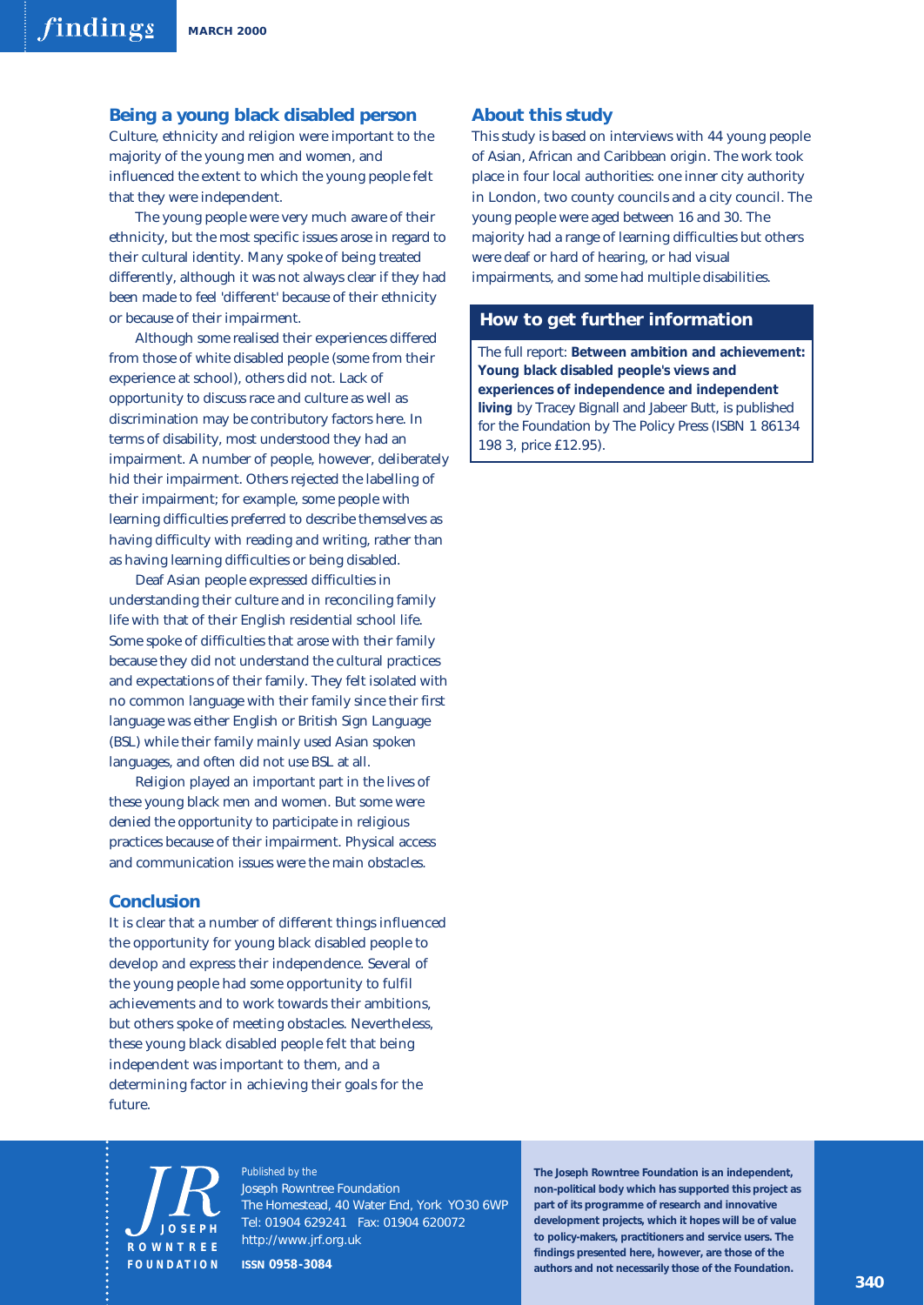## Being a young black disabled person

Culture, ethnicity and religion were important to the majority of the young men and women, and influenced the extent to which the young people felt that they were independent.

The young people were very much aware of their ethnicity, but the most specific issues arose in regard to their cultural identity. Many spoke of being treated differently, although it was not always clear if they had been made to feel 'different' because of their ethnicity or because of their impairment.

Although some realised their experiences differed from those of white disabled people (some from their experience at school), others did not. Lack of opportunity to discuss race and culture as well as discrimination may be contributory factors here. In terms of disability, most understood they had an impairment. A number of people, however, deliberately hid their impairment. Others rejected the labelling of their impairment; for example, some people with learning difficulties preferred to describe themselves as having difficulty with reading and writing, rather than as having learning difficulties or being disabled.

Deaf Asian people expressed difficulties in understanding their culture and in reconciling family life with that of their English residential school life. Some spoke of difficulties that arose with their family because they did not understand the cultural practices and expectations of their family. They felt isolated with no common language with their family since their first language was either English or British Sign Language (BSL) while their family mainly used Asian spoken languages, and often did not use BSL at all.

Religion played an important part in the lives of these young black men and women. But some were denied the opportunity to participate in religious practices because of their impairment. Physical access and communication issues were the main obstacles.

## Conclusion

It is clear that a number of different things influenced the opportunity for young black disabled people to develop and express their independence. Several of the young people had some opportunity to fulfil achievements and to work towards their ambitions, but others spoke of meeting obstacles. Nevertheless, these young black disabled people felt that being independent was important to them, and a determining factor in achieving their goals for the future.

## About this study

This study is based on interviews with 44 young people of Asian, African and Caribbean origin. The work took place in four local authorities: one inner city authority in London, two county councils and a city council. The young people were aged between 16 and 30. The majority had a range of learning difficulties but others were deaf or hard of hearing, or had visual impairments, and some had multiple disabilities.

## How to get further information

The full report: **Between ambition and achievement: Young black disabled people's views and experiences of independence and independent living** by Tracey Bignall and Jabeer Butt, is published for the Foundation by The Policy Press (ISBN 1 86134 198 3, price £12.95).

*Published by the*
Joseph Rowntree Foundation
The Homestead, 40 Water End, York YO30 6WP
Tel: 01904 629241 Fax: 01904 620072
http://www.jrf.org.uk

**ISSN 0958-3084**

**The Joseph Rowntree Foundation is an independent, non-political body which has supported this project as part of its programme of research and innovative development projects, which it hopes will be of value to policy-makers, practitioners and service users. The findings presented here, however, are those of the authors and not necessarily those of the Foundation.**

340